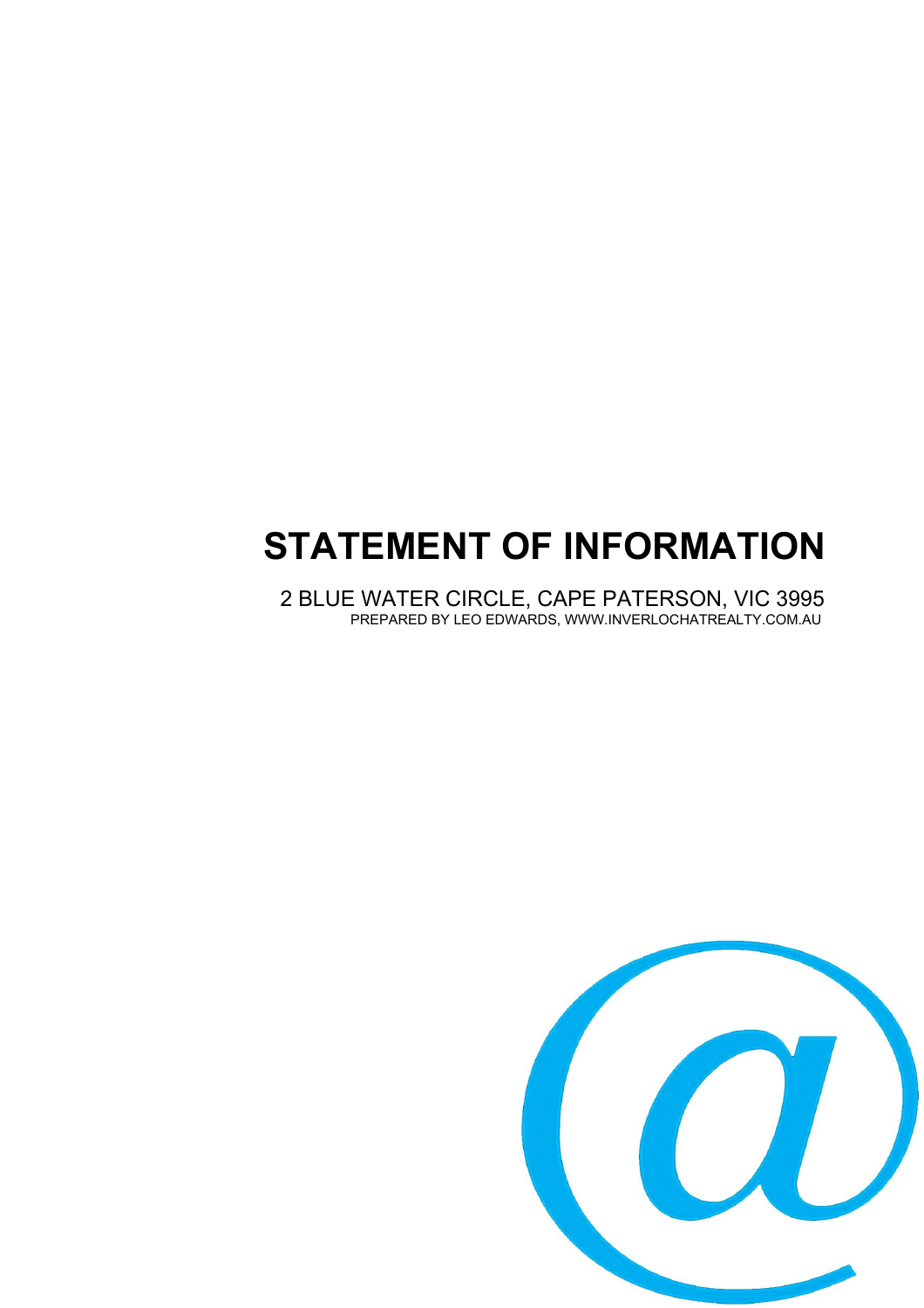# STATEMENT OF INFORMATION

2 BLUE WATER CIRCLE, CAPE PATERSON, VIC 3995

PREPARED BY LEO EDWARDS, WWW.INVERLOCHATREALTY.COM.AU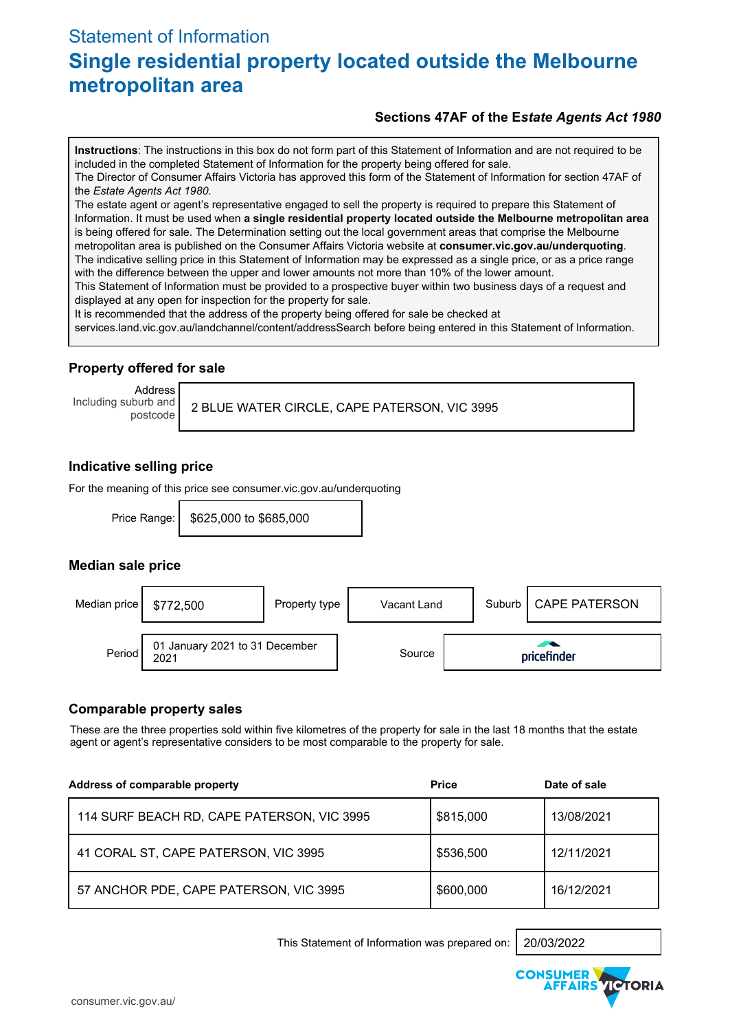# Statement of Information

## Single residential property located outside the Melbourne metropolitan area

**Sections 47AF of the *Estate Agents Act 1980***

**Instructions**: The instructions in this box do not form part of this Statement of Information and are not required to be included in the completed Statement of Information for the property being offered for sale.
The Director of Consumer Affairs Victoria has approved this form of the Statement of Information for section 47AF of the *Estate Agents Act 1980.*
The estate agent or agent's representative engaged to sell the property is required to prepare this Statement of Information. It must be used when **a single residential property located outside the Melbourne metropolitan area** is being offered for sale. The Determination setting out the local government areas that comprise the Melbourne metropolitan area is published on the Consumer Affairs Victoria website at **consumer.vic.gov.au/underquoting**.
The indicative selling price in this Statement of Information may be expressed as a single price, or as a price range with the difference between the upper and lower amounts not more than 10% of the lower amount.
This Statement of Information must be provided to a prospective buyer within two business days of a request and displayed at any open for inspection for the property for sale.
It is recommended that the address of the property being offered for sale be checked at services.land.vic.gov.au/landchannel/content/addressSearch before being entered in this Statement of Information.

### Property offered for sale

| | |
|---|---|
| Address Including suburb and postcode | 2 BLUE WATER CIRCLE, CAPE PATERSON, VIC 3995 |

### Indicative selling price

For the meaning of this price see consumer.vic.gov.au/underquoting

| | |
|---|---|
| Price Range: | $625,000 to $685,000 |

### Median sale price

| | | | | | |
|---|---|---|---|---|---|
| Median price | $772,500 | Property type | Vacant Land | Suburb | CAPE PATERSON |
| Period | 01 January 2021 to 31 December 2021 | Source | pricefinder | | |

### Comparable property sales

These are the three properties sold within five kilometres of the property for sale in the last 18 months that the estate agent or agent's representative considers to be most comparable to the property for sale.

| Address of comparable property | Price | Date of sale |
|---|---|---|
| 114 SURF BEACH RD, CAPE PATERSON, VIC 3995 | $815,000 | 13/08/2021 |
| 41 CORAL ST, CAPE PATERSON, VIC 3995 | $536,500 | 12/11/2021 |
| 57 ANCHOR PDE, CAPE PATERSON, VIC 3995 | $600,000 | 16/12/2021 |

This Statement of Information was prepared on: 20/03/2022